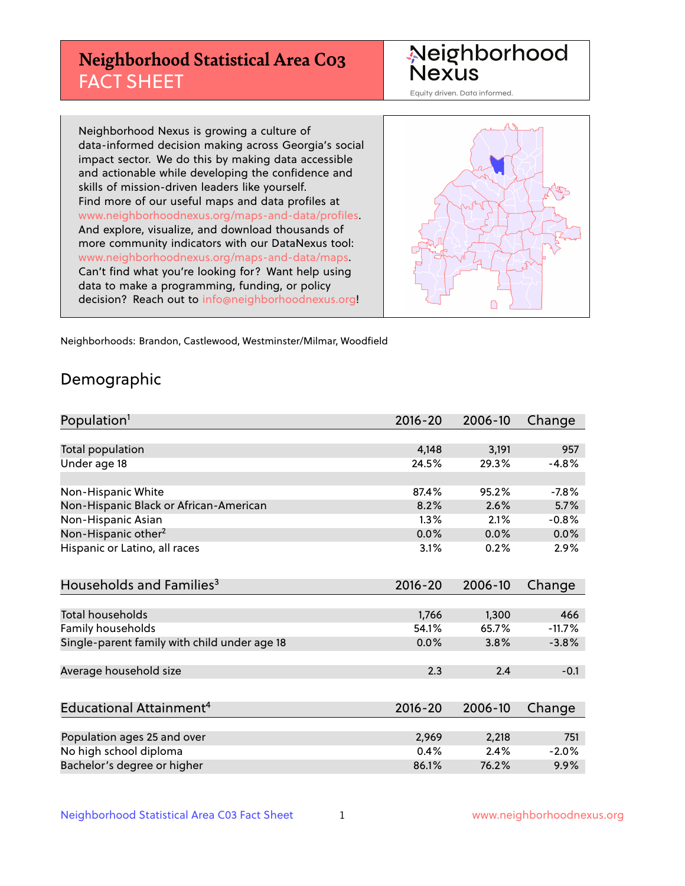# Neighborhood Statistical Area C03 FACT SHEET

Neighborhood Nexus
Equity driven. Data informed.

Neighborhood Nexus is growing a culture of data-informed decision making across Georgia's social impact sector. We do this by making data accessible and actionable while developing the confidence and skills of mission-driven leaders like yourself. Find more of our useful maps and data profiles at www.neighborhoodnexus.org/maps-and-data/profiles. And explore, visualize, and download thousands of more community indicators with our DataNexus tool: www.neighborhoodnexus.org/maps-and-data/maps. Can't find what you're looking for? Want help using data to make a programming, funding, or policy decision? Reach out to info@neighborhoodnexus.org!

Neighborhoods: Brandon, Castlewood, Westminster/Milmar, Woodfield

## Demographic

| Population[1] | 2016-20 | 2006-10 | Change |
|---|---|---|---|
| Total population | 4,148 | 3,191 | 957 |
| Under age 18 | 24.5% | 29.3% | -4.8% |
| | | | |
| Non-Hispanic White | 87.4% | 95.2% | -7.8% |
| Non-Hispanic Black or African-American | 8.2% | 2.6% | 5.7% |
| Non-Hispanic Asian | 1.3% | 2.1% | -0.8% |
| Non-Hispanic other[2] | 0.0% | 0.0% | 0.0% |
| Hispanic or Latino, all races | 3.1% | 0.2% | 2.9% |

| Households and Families[3] | 2016-20 | 2006-10 | Change |
|---|---|---|---|
| Total households | 1,766 | 1,300 | 466 |
| Family households | 54.1% | 65.7% | -11.7% |
| Single-parent family with child under age 18 | 0.0% | 3.8% | -3.8% |
| | | | |
| Average household size | 2.3 | 2.4 | -0.1 |

| Educational Attainment[4] | 2016-20 | 2006-10 | Change |
|---|---|---|---|
| Population ages 25 and over | 2,969 | 2,218 | 751 |
| No high school diploma | 0.4% | 2.4% | -2.0% |
| Bachelor's degree or higher | 86.1% | 76.2% | 9.9% |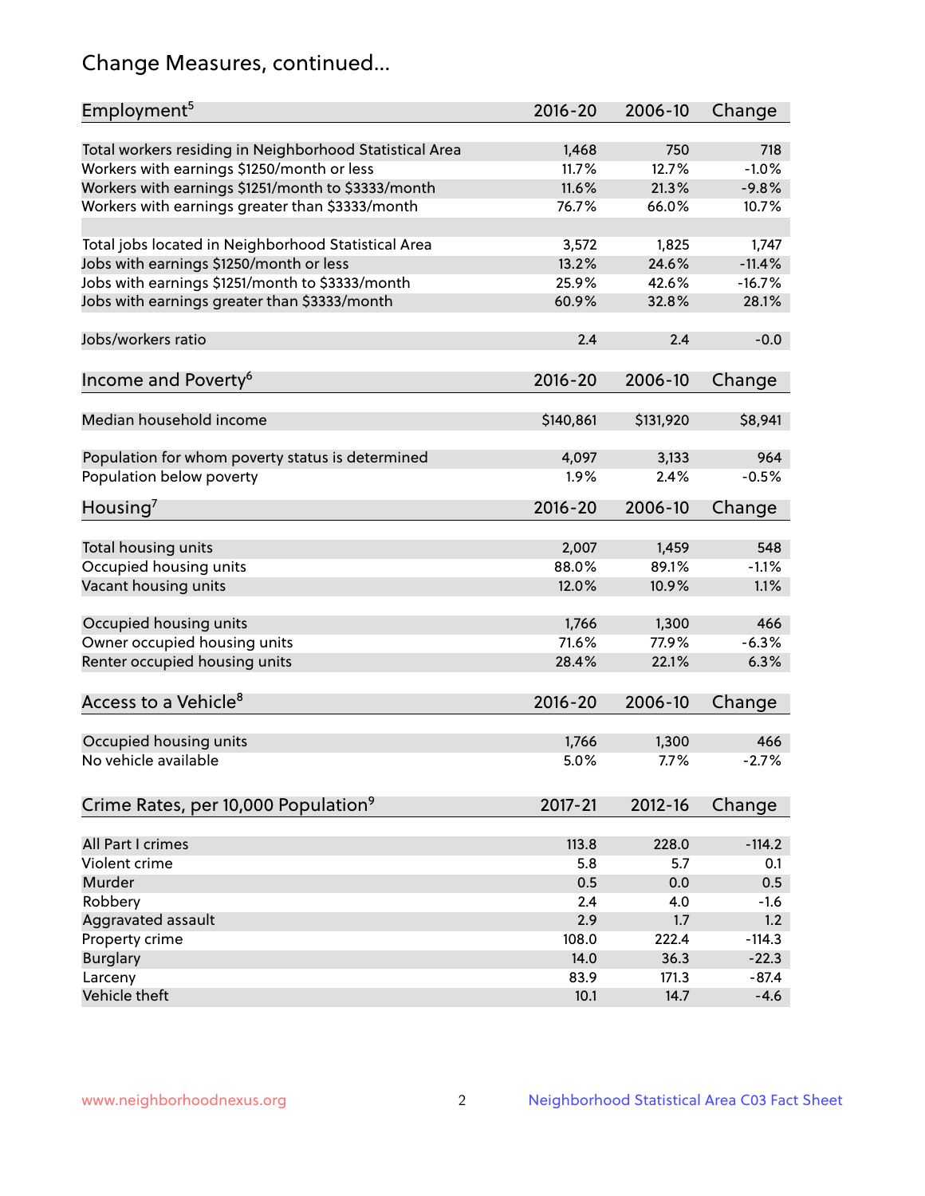# Change Measures, continued...

| Employment[5] | 2016-20 | 2006-10 | Change |
|---|---|---|---|
| Total workers residing in Neighborhood Statistical Area | 1,468 | 750 | 718 |
| Workers with earnings $1250/month or less | 11.7% | 12.7% | -1.0% |
| Workers with earnings $1251/month to $3333/month | 11.6% | 21.3% | -9.8% |
| Workers with earnings greater than $3333/month | 76.7% | 66.0% | 10.7% |
| | | | |
| Total jobs located in Neighborhood Statistical Area | 3,572 | 1,825 | 1,747 |
| Jobs with earnings $1250/month or less | 13.2% | 24.6% | -11.4% |
| Jobs with earnings $1251/month to $3333/month | 25.9% | 42.6% | -16.7% |
| Jobs with earnings greater than $3333/month | 60.9% | 32.8% | 28.1% |
| | | | |
| Jobs/workers ratio | 2.4 | 2.4 | -0.0 |

| Income and Poverty[6] | 2016-20 | 2006-10 | Change |
|---|---|---|---|
| Median household income | $140,861 | $131,920 | $8,941 |
| | | | |
| Population for whom poverty status is determined | 4,097 | 3,133 | 964 |
| Population below poverty | 1.9% | 2.4% | -0.5% |

| Housing[7] | 2016-20 | 2006-10 | Change |
|---|---|---|---|
| Total housing units | 2,007 | 1,459 | 548 |
| Occupied housing units | 88.0% | 89.1% | -1.1% |
| Vacant housing units | 12.0% | 10.9% | 1.1% |
| | | | |
| Occupied housing units | 1,766 | 1,300 | 466 |
| Owner occupied housing units | 71.6% | 77.9% | -6.3% |
| Renter occupied housing units | 28.4% | 22.1% | 6.3% |

| Access to a Vehicle[8] | 2016-20 | 2006-10 | Change |
|---|---|---|---|
| Occupied housing units | 1,766 | 1,300 | 466 |
| No vehicle available | 5.0% | 7.7% | -2.7% |

| Crime Rates, per 10,000 Population[9] | 2017-21 | 2012-16 | Change |
|---|---|---|---|
| All Part I crimes | 113.8 | 228.0 | -114.2 |
| Violent crime | 5.8 | 5.7 | 0.1 |
| Murder | 0.5 | 0.0 | 0.5 |
| Robbery | 2.4 | 4.0 | -1.6 |
| Aggravated assault | 2.9 | 1.7 | 1.2 |
| Property crime | 108.0 | 222.4 | -114.3 |
| Burglary | 14.0 | 36.3 | -22.3 |
| Larceny | 83.9 | 171.3 | -87.4 |
| Vehicle theft | 10.1 | 14.7 | -4.6 |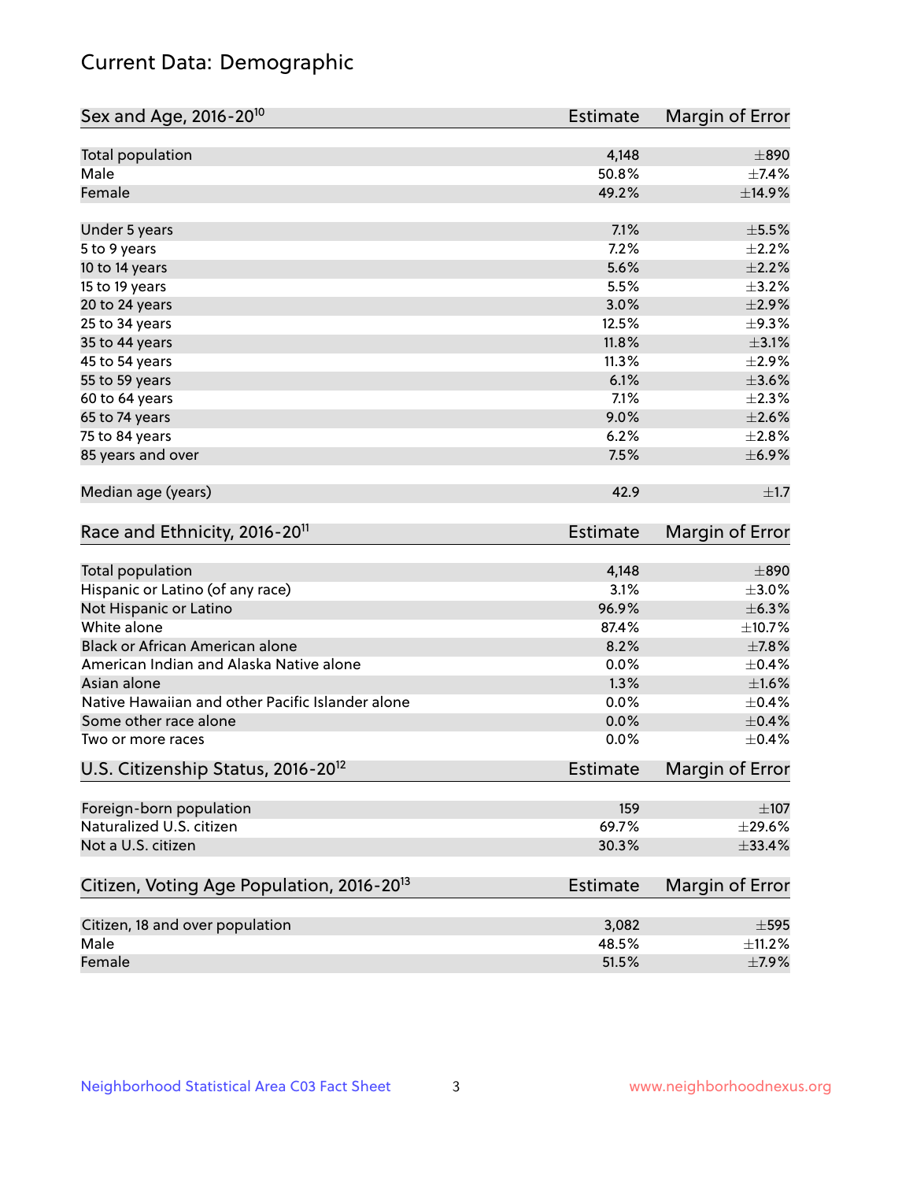# Current Data: Demographic

| Sex and Age, 2016-20[10] | Estimate | Margin of Error |
|---|---|---|
| Total population | 4,148 | ±890 |
| Male | 50.8% | ±7.4% |
| Female | 49.2% | ±14.9% |
| Under 5 years | 7.1% | ±5.5% |
| 5 to 9 years | 7.2% | ±2.2% |
| 10 to 14 years | 5.6% | ±2.2% |
| 15 to 19 years | 5.5% | ±3.2% |
| 20 to 24 years | 3.0% | ±2.9% |
| 25 to 34 years | 12.5% | ±9.3% |
| 35 to 44 years | 11.8% | ±3.1% |
| 45 to 54 years | 11.3% | ±2.9% |
| 55 to 59 years | 6.1% | ±3.6% |
| 60 to 64 years | 7.1% | ±2.3% |
| 65 to 74 years | 9.0% | ±2.6% |
| 75 to 84 years | 6.2% | ±2.8% |
| 85 years and over | 7.5% | ±6.9% |
| Median age (years) | 42.9 | ±1.7 |

| Race and Ethnicity, 2016-20[11] | Estimate | Margin of Error |
|---|---|---|
| Total population | 4,148 | ±890 |
| Hispanic or Latino (of any race) | 3.1% | ±3.0% |
| Not Hispanic or Latino | 96.9% | ±6.3% |
| White alone | 87.4% | ±10.7% |
| Black or African American alone | 8.2% | ±7.8% |
| American Indian and Alaska Native alone | 0.0% | ±0.4% |
| Asian alone | 1.3% | ±1.6% |
| Native Hawaiian and other Pacific Islander alone | 0.0% | ±0.4% |
| Some other race alone | 0.0% | ±0.4% |
| Two or more races | 0.0% | ±0.4% |

| U.S. Citizenship Status, 2016-20[12] | Estimate | Margin of Error |
|---|---|---|
| Foreign-born population | 159 | ±107 |
| Naturalized U.S. citizen | 69.7% | ±29.6% |
| Not a U.S. citizen | 30.3% | ±33.4% |

| Citizen, Voting Age Population, 2016-20[13] | Estimate | Margin of Error |
|---|---|---|
| Citizen, 18 and over population | 3,082 | ±595 |
| Male | 48.5% | ±11.2% |
| Female | 51.5% | ±7.9% |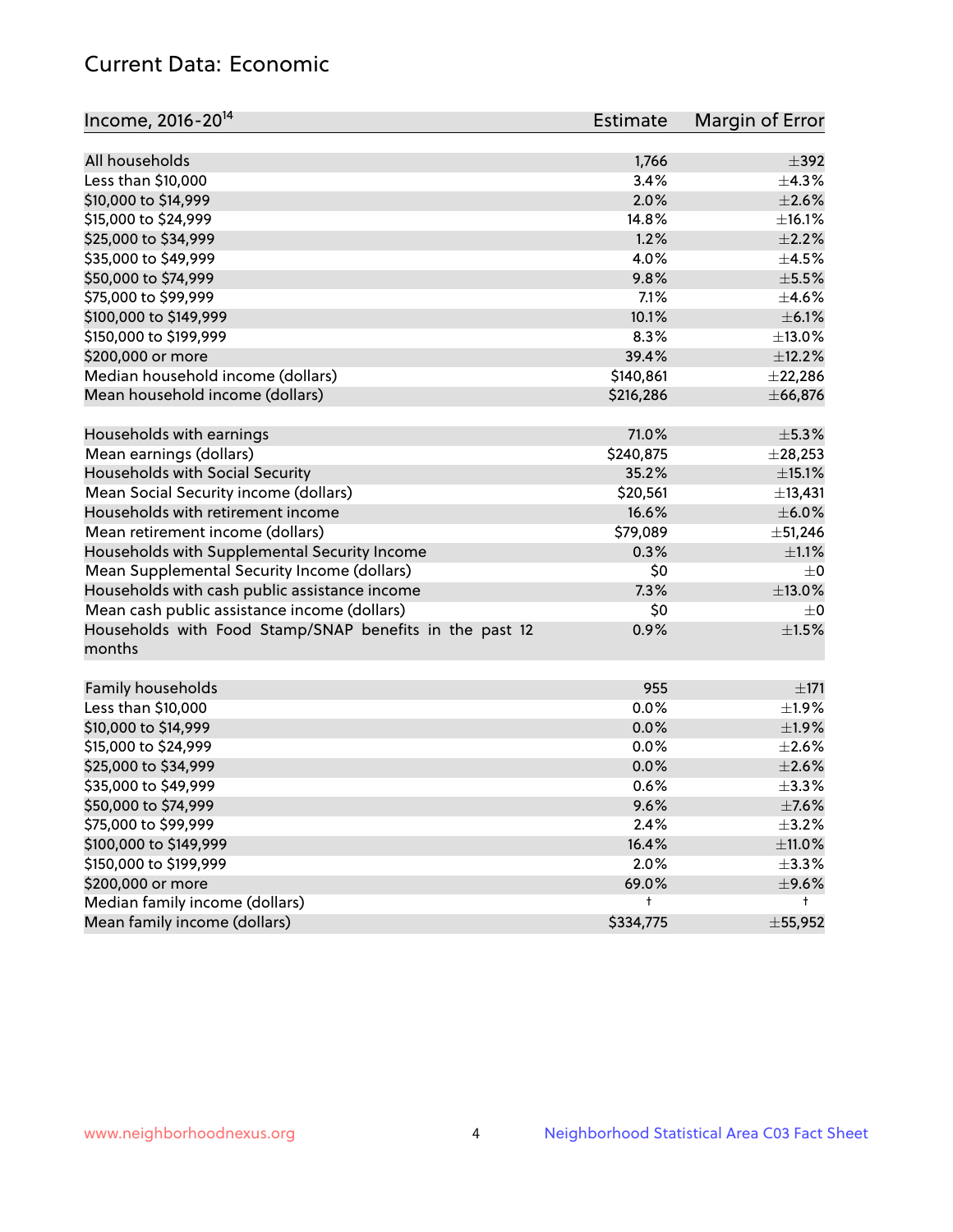## Current Data: Economic

| Income, 2016-20[14] | Estimate | Margin of Error |
|---|---|---|
| All households | 1,766 | ±392 |
| Less than $10,000 | 3.4% | ±4.3% |
| $10,000 to $14,999 | 2.0% | ±2.6% |
| $15,000 to $24,999 | 14.8% | ±16.1% |
| $25,000 to $34,999 | 1.2% | ±2.2% |
| $35,000 to $49,999 | 4.0% | ±4.5% |
| $50,000 to $74,999 | 9.8% | ±5.5% |
| $75,000 to $99,999 | 7.1% | ±4.6% |
| $100,000 to $149,999 | 10.1% | ±6.1% |
| $150,000 to $199,999 | 8.3% | ±13.0% |
| $200,000 or more | 39.4% | ±12.2% |
| Median household income (dollars) | $140,861 | ±22,286 |
| Mean household income (dollars) | $216,286 | ±66,876 |
| | | |
| Households with earnings | 71.0% | ±5.3% |
| Mean earnings (dollars) | $240,875 | ±28,253 |
| Households with Social Security | 35.2% | ±15.1% |
| Mean Social Security income (dollars) | $20,561 | ±13,431 |
| Households with retirement income | 16.6% | ±6.0% |
| Mean retirement income (dollars) | $79,089 | ±51,246 |
| Households with Supplemental Security Income | 0.3% | ±1.1% |
| Mean Supplemental Security Income (dollars) | $0 | ±0 |
| Households with cash public assistance income | 7.3% | ±13.0% |
| Mean cash public assistance income (dollars) | $0 | ±0 |
| Households with Food Stamp/SNAP benefits in the past 12 months | 0.9% | ±1.5% |
| | | |
| Family households | 955 | ±171 |
| Less than $10,000 | 0.0% | ±1.9% |
| $10,000 to $14,999 | 0.0% | ±1.9% |
| $15,000 to $24,999 | 0.0% | ±2.6% |
| $25,000 to $34,999 | 0.0% | ±2.6% |
| $35,000 to $49,999 | 0.6% | ±3.3% |
| $50,000 to $74,999 | 9.6% | ±7.6% |
| $75,000 to $99,999 | 2.4% | ±3.2% |
| $100,000 to $149,999 | 16.4% | ±11.0% |
| $150,000 to $199,999 | 2.0% | ±3.3% |
| $200,000 or more | 69.0% | ±9.6% |
| Median family income (dollars) | † | † |
| Mean family income (dollars) | $334,775 | ±55,952 |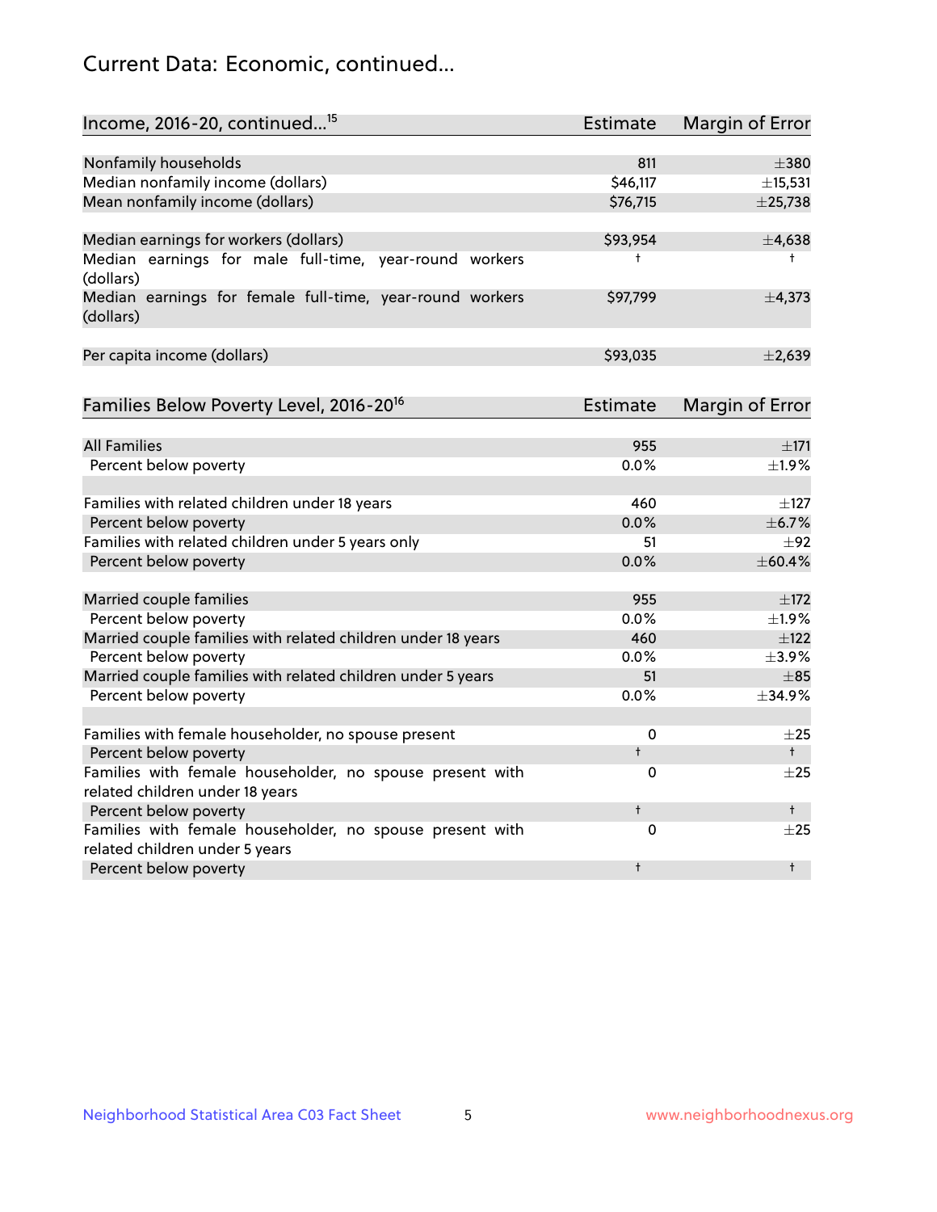## Current Data: Economic, continued...

| Income, 2016-20, continued...[15] | Estimate | Margin of Error |
| --- | --- | --- |
| Nonfamily households | 811 | ±380 |
| Median nonfamily income (dollars) | $46,117 | ±15,531 |
| Mean nonfamily income (dollars) | $76,715 | ±25,738 |
| | | |
| Median earnings for workers (dollars) | $93,954 | ±4,638 |
| Median earnings for male full-time, year-round workers (dollars) | † | † |
| Median earnings for female full-time, year-round workers (dollars) | $97,799 | ±4,373 |
| | | |
| Per capita income (dollars) | $93,035 | ±2,639 |

| Families Below Poverty Level, 2016-20[16] | Estimate | Margin of Error |
| --- | --- | --- |
| All Families | 955 | ±171 |
| Percent below poverty | 0.0% | ±1.9% |
| | | |
| Families with related children under 18 years | 460 | ±127 |
| Percent below poverty | 0.0% | ±6.7% |
| Families with related children under 5 years only | 51 | ±92 |
| Percent below poverty | 0.0% | ±60.4% |
| | | |
| Married couple families | 955 | ±172 |
| Percent below poverty | 0.0% | ±1.9% |
| Married couple families with related children under 18 years | 460 | ±122 |
| Percent below poverty | 0.0% | ±3.9% |
| Married couple families with related children under 5 years | 51 | ±85 |
| Percent below poverty | 0.0% | ±34.9% |
| | | |
| Families with female householder, no spouse present | 0 | ±25 |
| Percent below poverty | † | † |
| Families with female householder, no spouse present with related children under 18 years | 0 | ±25 |
| Percent below poverty | † | † |
| Families with female householder, no spouse present with related children under 5 years | 0 | ±25 |
| Percent below poverty | † | † |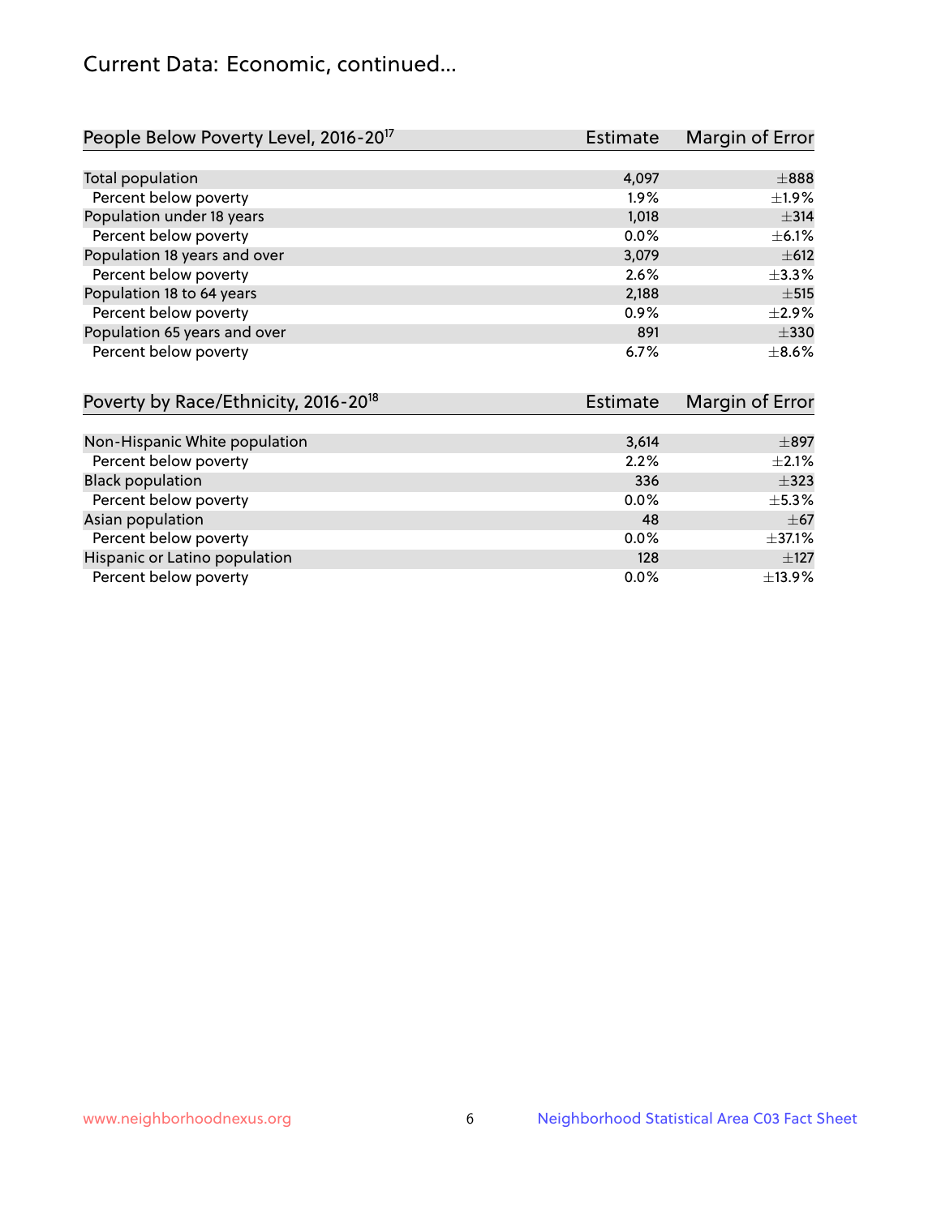## Current Data: Economic, continued...

| People Below Poverty Level, 2016-20[17] | Estimate | Margin of Error |
|---|---|---|
| Total population | 4,097 | ±888 |
| Percent below poverty | 1.9% | ±1.9% |
| Population under 18 years | 1,018 | ±314 |
| Percent below poverty | 0.0% | ±6.1% |
| Population 18 years and over | 3,079 | ±612 |
| Percent below poverty | 2.6% | ±3.3% |
| Population 18 to 64 years | 2,188 | ±515 |
| Percent below poverty | 0.9% | ±2.9% |
| Population 65 years and over | 891 | ±330 |
| Percent below poverty | 6.7% | ±8.6% |

| Poverty by Race/Ethnicity, 2016-20[18] | Estimate | Margin of Error |
|---|---|---|
| Non-Hispanic White population | 3,614 | ±897 |
| Percent below poverty | 2.2% | ±2.1% |
| Black population | 336 | ±323 |
| Percent below poverty | 0.0% | ±5.3% |
| Asian population | 48 | ±67 |
| Percent below poverty | 0.0% | ±37.1% |
| Hispanic or Latino population | 128 | ±127 |
| Percent below poverty | 0.0% | ±13.9% |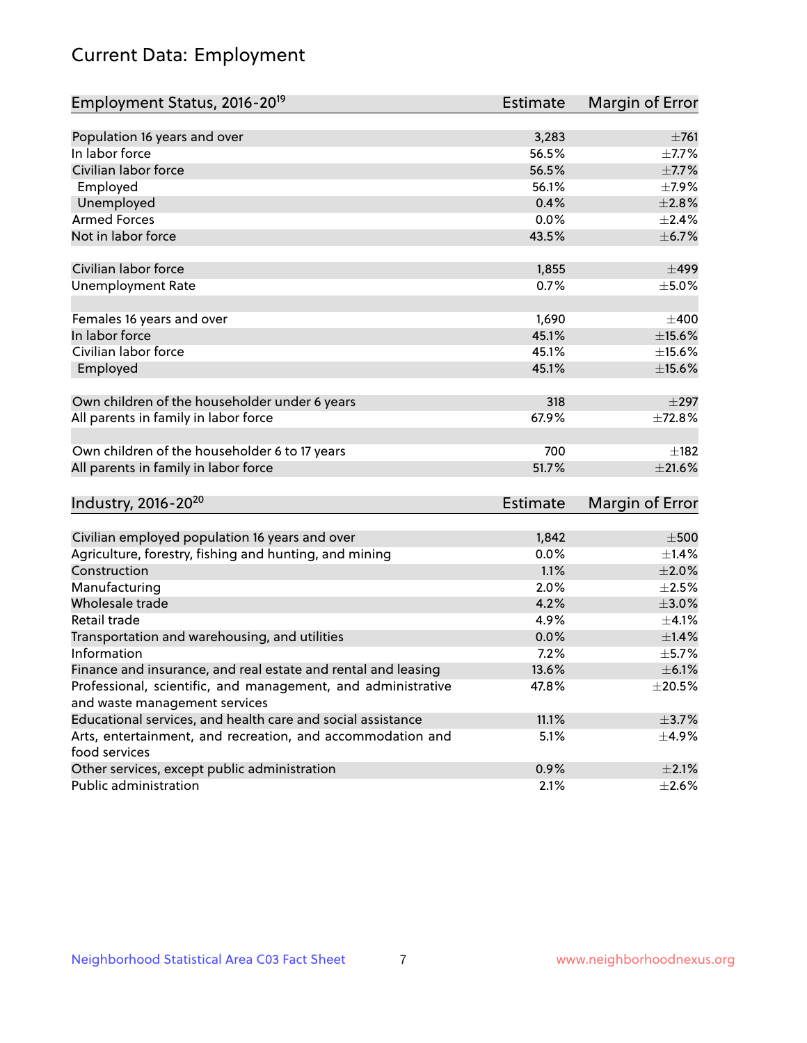# Current Data: Employment

| Employment Status, 2016-20[19] | Estimate | Margin of Error |
|---|---|---|
| Population 16 years and over | 3,283 | ±761 |
| In labor force | 56.5% | ±7.7% |
| Civilian labor force | 56.5% | ±7.7% |
| Employed | 56.1% | ±7.9% |
| Unemployed | 0.4% | ±2.8% |
| Armed Forces | 0.0% | ±2.4% |
| Not in labor force | 43.5% | ±6.7% |
| | | |
| Civilian labor force | 1,855 | ±499 |
| Unemployment Rate | 0.7% | ±5.0% |
| | | |
| Females 16 years and over | 1,690 | ±400 |
| In labor force | 45.1% | ±15.6% |
| Civilian labor force | 45.1% | ±15.6% |
| Employed | 45.1% | ±15.6% |
| | | |
| Own children of the householder under 6 years | 318 | ±297 |
| All parents in family in labor force | 67.9% | ±72.8% |
| | | |
| Own children of the householder 6 to 17 years | 700 | ±182 |
| All parents in family in labor force | 51.7% | ±21.6% |

| Industry, 2016-20[20] | Estimate | Margin of Error |
|---|---|---|
| Civilian employed population 16 years and over | 1,842 | ±500 |
| Agriculture, forestry, fishing and hunting, and mining | 0.0% | ±1.4% |
| Construction | 1.1% | ±2.0% |
| Manufacturing | 2.0% | ±2.5% |
| Wholesale trade | 4.2% | ±3.0% |
| Retail trade | 4.9% | ±4.1% |
| Transportation and warehousing, and utilities | 0.0% | ±1.4% |
| Information | 7.2% | ±5.7% |
| Finance and insurance, and real estate and rental and leasing | 13.6% | ±6.1% |
| Professional, scientific, and management, and administrative and waste management services | 47.8% | ±20.5% |
| Educational services, and health care and social assistance | 11.1% | ±3.7% |
| Arts, entertainment, and recreation, and accommodation and food services | 5.1% | ±4.9% |
| Other services, except public administration | 0.9% | ±2.1% |
| Public administration | 2.1% | ±2.6% |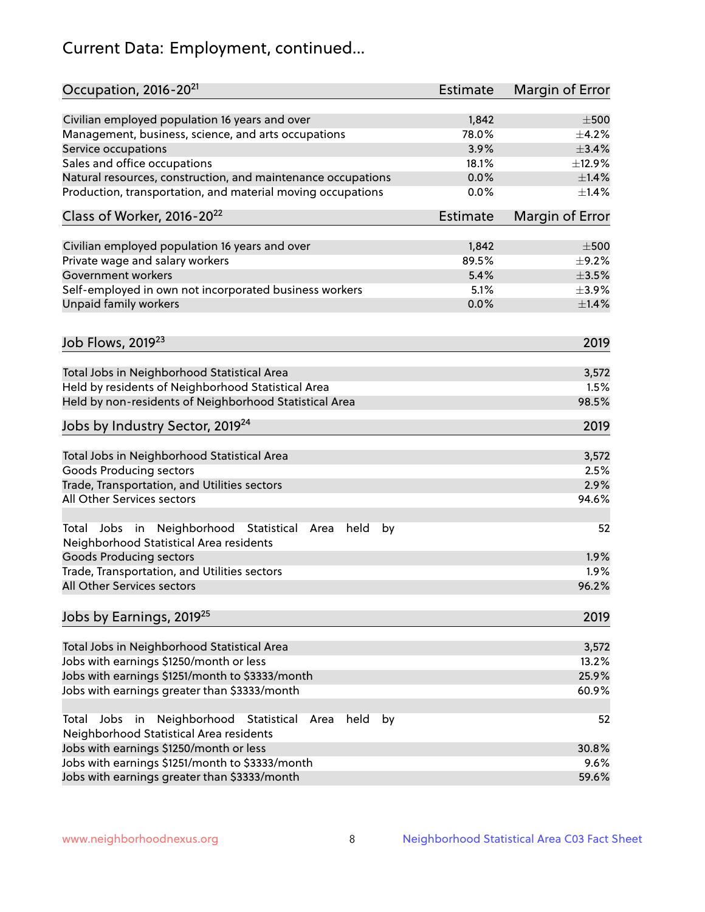# Current Data: Employment, continued...

| Occupation, 2016-20[21] | Estimate | Margin of Error |
|---|---|---|
| Civilian employed population 16 years and over | 1,842 | ±500 |
| Management, business, science, and arts occupations | 78.0% | ±4.2% |
| Service occupations | 3.9% | ±3.4% |
| Sales and office occupations | 18.1% | ±12.9% |
| Natural resources, construction, and maintenance occupations | 0.0% | ±1.4% |
| Production, transportation, and material moving occupations | 0.0% | ±1.4% |

| Class of Worker, 2016-20[22] | Estimate | Margin of Error |
|---|---|---|
| Civilian employed population 16 years and over | 1,842 | ±500 |
| Private wage and salary workers | 89.5% | ±9.2% |
| Government workers | 5.4% | ±3.5% |
| Self-employed in own not incorporated business workers | 5.1% | ±3.9% |
| Unpaid family workers | 0.0% | ±1.4% |

| Job Flows, 2019[23] | 2019 |
|---|---|
| Total Jobs in Neighborhood Statistical Area | 3,572 |
| Held by residents of Neighborhood Statistical Area | 1.5% |
| Held by non-residents of Neighborhood Statistical Area | 98.5% |

| Jobs by Industry Sector, 2019[24] | 2019 |
|---|---|
| Total Jobs in Neighborhood Statistical Area | 3,572 |
| Goods Producing sectors | 2.5% |
| Trade, Transportation, and Utilities sectors | 2.9% |
| All Other Services sectors | 94.6% |
| Total Jobs in Neighborhood Statistical Area held by Neighborhood Statistical Area residents | 52 |
| Goods Producing sectors | 1.9% |
| Trade, Transportation, and Utilities sectors | 1.9% |
| All Other Services sectors | 96.2% |

| Jobs by Earnings, 2019[25] | 2019 |
|---|---|
| Total Jobs in Neighborhood Statistical Area | 3,572 |
| Jobs with earnings $1250/month or less | 13.2% |
| Jobs with earnings $1251/month to $3333/month | 25.9% |
| Jobs with earnings greater than $3333/month | 60.9% |
| Total Jobs in Neighborhood Statistical Area held by Neighborhood Statistical Area residents | 52 |
| Jobs with earnings $1250/month or less | 30.8% |
| Jobs with earnings $1251/month to $3333/month | 9.6% |
| Jobs with earnings greater than $3333/month | 59.6% |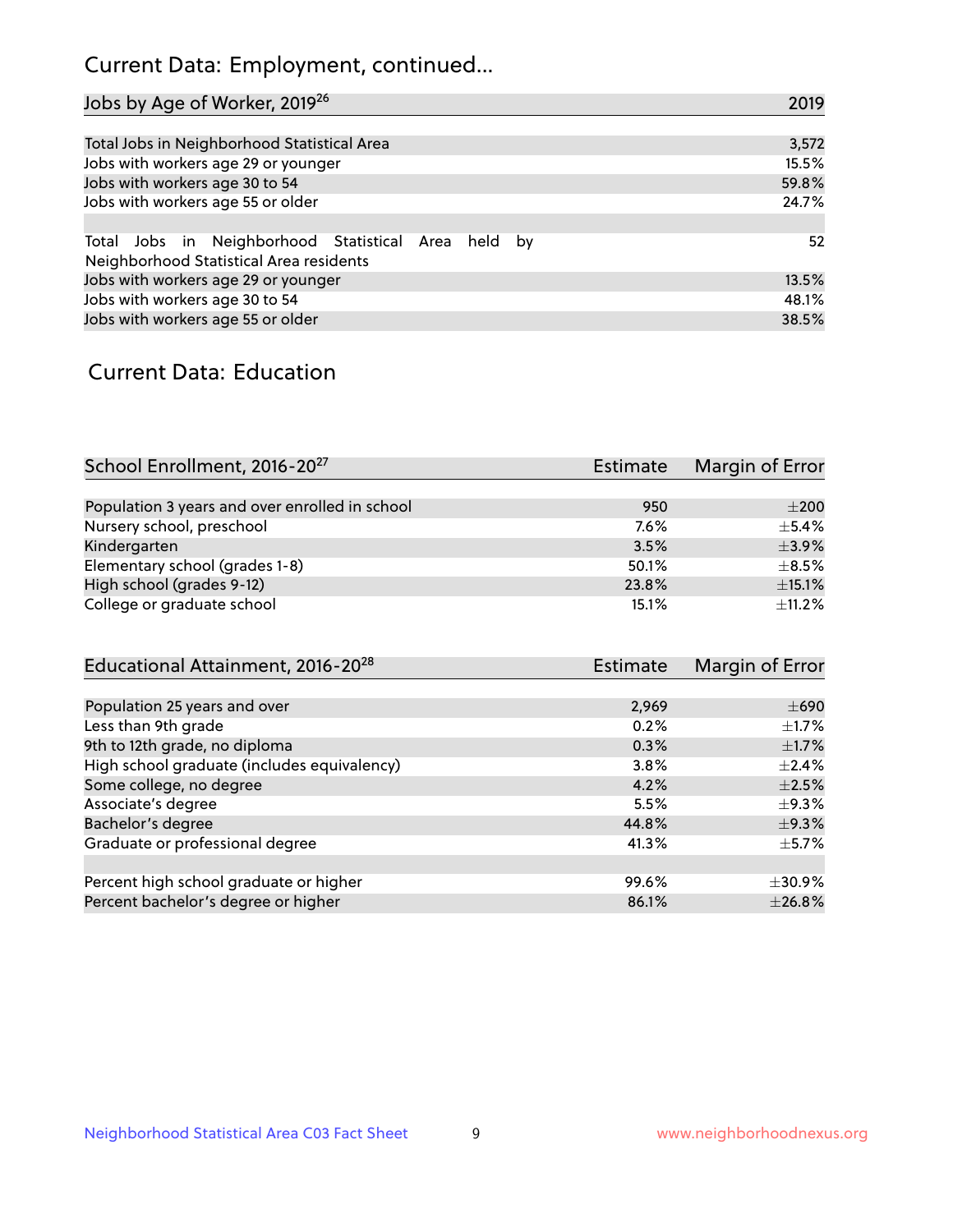## Current Data: Employment, continued...

| Jobs by Age of Worker, 2019[26] | 2019 |
|---|---|
| Total Jobs in Neighborhood Statistical Area | 3,572 |
| Jobs with workers age 29 or younger | 15.5% |
| Jobs with workers age 30 to 54 | 59.8% |
| Jobs with workers age 55 or older | 24.7% |
| | |
| Total Jobs in Neighborhood Statistical Area held by Neighborhood Statistical Area residents | 52 |
| Jobs with workers age 29 or younger | 13.5% |
| Jobs with workers age 30 to 54 | 48.1% |
| Jobs with workers age 55 or older | 38.5% |

## Current Data: Education

| School Enrollment, 2016-20[27] | Estimate | Margin of Error |
|---|---|---|
| Population 3 years and over enrolled in school | 950 | ±200 |
| Nursery school, preschool | 7.6% | ±5.4% |
| Kindergarten | 3.5% | ±3.9% |
| Elementary school (grades 1-8) | 50.1% | ±8.5% |
| High school (grades 9-12) | 23.8% | ±15.1% |
| College or graduate school | 15.1% | ±11.2% |

| Educational Attainment, 2016-20[28] | Estimate | Margin of Error |
|---|---|---|
| Population 25 years and over | 2,969 | ±690 |
| Less than 9th grade | 0.2% | ±1.7% |
| 9th to 12th grade, no diploma | 0.3% | ±1.7% |
| High school graduate (includes equivalency) | 3.8% | ±2.4% |
| Some college, no degree | 4.2% | ±2.5% |
| Associate's degree | 5.5% | ±9.3% |
| Bachelor's degree | 44.8% | ±9.3% |
| Graduate or professional degree | 41.3% | ±5.7% |
| | | |
| Percent high school graduate or higher | 99.6% | ±30.9% |
| Percent bachelor's degree or higher | 86.1% | ±26.8% |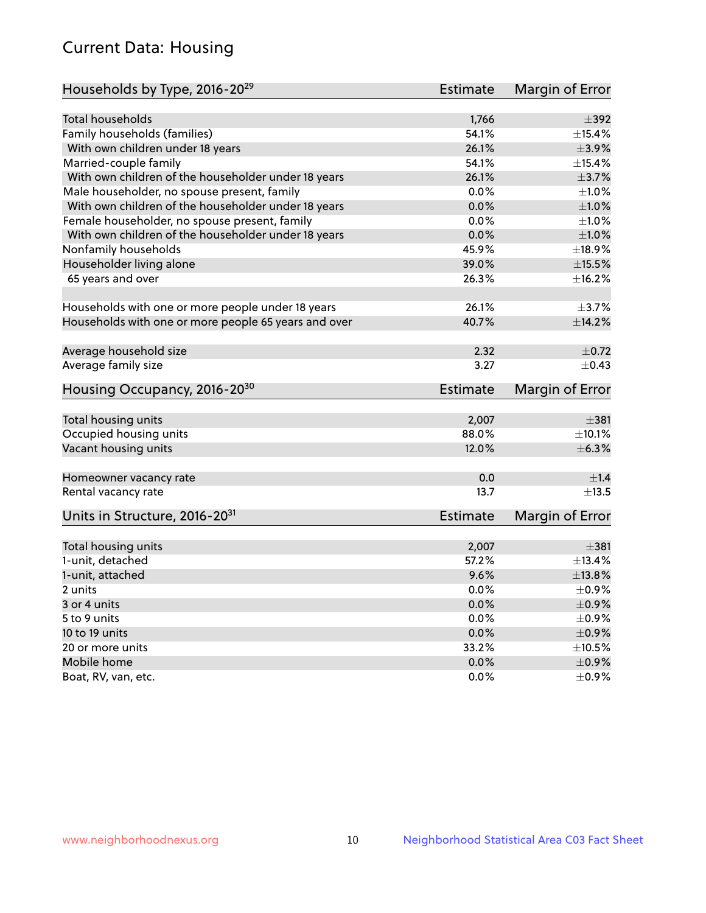# Current Data: Housing

| Households by Type, 2016-20[29] | Estimate | Margin of Error |
|---|---|---|
| Total households | 1,766 | ±392 |
| Family households (families) | 54.1% | ±15.4% |
| With own children under 18 years | 26.1% | ±3.9% |
| Married-couple family | 54.1% | ±15.4% |
| With own children of the householder under 18 years | 26.1% | ±3.7% |
| Male householder, no spouse present, family | 0.0% | ±1.0% |
| With own children of the householder under 18 years | 0.0% | ±1.0% |
| Female householder, no spouse present, family | 0.0% | ±1.0% |
| With own children of the householder under 18 years | 0.0% | ±1.0% |
| Nonfamily households | 45.9% | ±18.9% |
| Householder living alone | 39.0% | ±15.5% |
| 65 years and over | 26.3% | ±16.2% |
| Households with one or more people under 18 years | 26.1% | ±3.7% |
| Households with one or more people 65 years and over | 40.7% | ±14.2% |
| Average household size | 2.32 | ±0.72 |
| Average family size | 3.27 | ±0.43 |

| Housing Occupancy, 2016-20[30] | Estimate | Margin of Error |
|---|---|---|
| Total housing units | 2,007 | ±381 |
| Occupied housing units | 88.0% | ±10.1% |
| Vacant housing units | 12.0% | ±6.3% |
| Homeowner vacancy rate | 0.0 | ±1.4 |
| Rental vacancy rate | 13.7 | ±13.5 |

| Units in Structure, 2016-20[31] | Estimate | Margin of Error |
|---|---|---|
| Total housing units | 2,007 | ±381 |
| 1-unit, detached | 57.2% | ±13.4% |
| 1-unit, attached | 9.6% | ±13.8% |
| 2 units | 0.0% | ±0.9% |
| 3 or 4 units | 0.0% | ±0.9% |
| 5 to 9 units | 0.0% | ±0.9% |
| 10 to 19 units | 0.0% | ±0.9% |
| 20 or more units | 33.2% | ±10.5% |
| Mobile home | 0.0% | ±0.9% |
| Boat, RV, van, etc. | 0.0% | ±0.9% |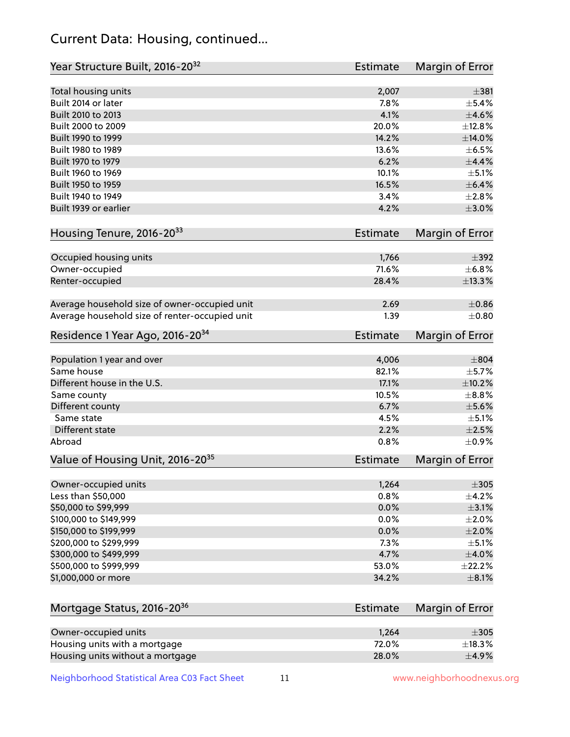## Current Data: Housing, continued...

| Year Structure Built, 2016-20[32] | Estimate | Margin of Error |
|---|---|---|
| Total housing units | 2,007 | ±381 |
| Built 2014 or later | 7.8% | ±5.4% |
| Built 2010 to 2013 | 4.1% | ±4.6% |
| Built 2000 to 2009 | 20.0% | ±12.8% |
| Built 1990 to 1999 | 14.2% | ±14.0% |
| Built 1980 to 1989 | 13.6% | ±6.5% |
| Built 1970 to 1979 | 6.2% | ±4.4% |
| Built 1960 to 1969 | 10.1% | ±5.1% |
| Built 1950 to 1959 | 16.5% | ±6.4% |
| Built 1940 to 1949 | 3.4% | ±2.8% |
| Built 1939 or earlier | 4.2% | ±3.0% |

| Housing Tenure, 2016-20[33] | Estimate | Margin of Error |
|---|---|---|
| Occupied housing units | 1,766 | ±392 |
| Owner-occupied | 71.6% | ±6.8% |
| Renter-occupied | 28.4% | ±13.3% |
| Average household size of owner-occupied unit | 2.69 | ±0.86 |
| Average household size of renter-occupied unit | 1.39 | ±0.80 |

| Residence 1 Year Ago, 2016-20[34] | Estimate | Margin of Error |
|---|---|---|
| Population 1 year and over | 4,006 | ±804 |
| Same house | 82.1% | ±5.7% |
| Different house in the U.S. | 17.1% | ±10.2% |
| Same county | 10.5% | ±8.8% |
| Different county | 6.7% | ±5.6% |
| Same state | 4.5% | ±5.1% |
| Different state | 2.2% | ±2.5% |
| Abroad | 0.8% | ±0.9% |

| Value of Housing Unit, 2016-20[35] | Estimate | Margin of Error |
|---|---|---|
| Owner-occupied units | 1,264 | ±305 |
| Less than $50,000 | 0.8% | ±4.2% |
| $50,000 to $99,999 | 0.0% | ±3.1% |
| $100,000 to $149,999 | 0.0% | ±2.0% |
| $150,000 to $199,999 | 0.0% | ±2.0% |
| $200,000 to $299,999 | 7.3% | ±5.1% |
| $300,000 to $499,999 | 4.7% | ±4.0% |
| $500,000 to $999,999 | 53.0% | ±22.2% |
| $1,000,000 or more | 34.2% | ±8.1% |

| Mortgage Status, 2016-20[36] | Estimate | Margin of Error |
|---|---|---|
| Owner-occupied units | 1,264 | ±305 |
| Housing units with a mortgage | 72.0% | ±18.3% |
| Housing units without a mortgage | 28.0% | ±4.9% |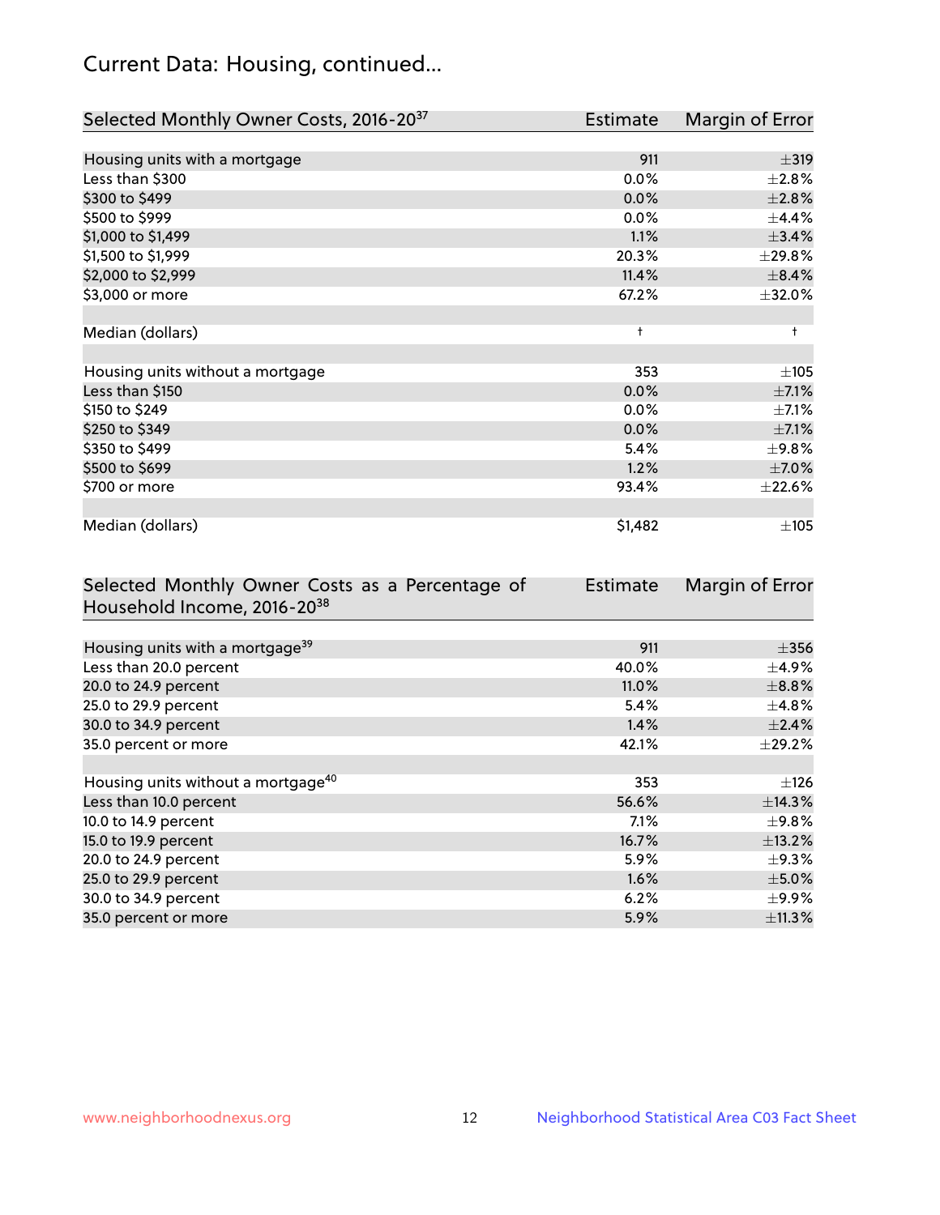## Current Data: Housing, continued...

| Selected Monthly Owner Costs, 2016-20[37] | Estimate | Margin of Error |
|---|---|---|
| Housing units with a mortgage | 911 | ±319 |
| Less than $300 | 0.0% | ±2.8% |
| $300 to $499 | 0.0% | ±2.8% |
| $500 to $999 | 0.0% | ±4.4% |
| $1,000 to $1,499 | 1.1% | ±3.4% |
| $1,500 to $1,999 | 20.3% | ±29.8% |
| $2,000 to $2,999 | 11.4% | ±8.4% |
| $3,000 or more | 67.2% | ±32.0% |
| | | |
| Median (dollars) | † | † |
| | | |
| Housing units without a mortgage | 353 | ±105 |
| Less than $150 | 0.0% | ±7.1% |
| $150 to $249 | 0.0% | ±7.1% |
| $250 to $349 | 0.0% | ±7.1% |
| $350 to $499 | 5.4% | ±9.8% |
| $500 to $699 | 1.2% | ±7.0% |
| $700 or more | 93.4% | ±22.6% |
| | | |
| Median (dollars) | $1,482 | ±105 |

| Selected Monthly Owner Costs as a Percentage of Household Income, 2016-20[38] | Estimate | Margin of Error |
|---|---|---|
| Housing units with a mortgage[39] | 911 | ±356 |
| Less than 20.0 percent | 40.0% | ±4.9% |
| 20.0 to 24.9 percent | 11.0% | ±8.8% |
| 25.0 to 29.9 percent | 5.4% | ±4.8% |
| 30.0 to 34.9 percent | 1.4% | ±2.4% |
| 35.0 percent or more | 42.1% | ±29.2% |
| | | |
| Housing units without a mortgage[40] | 353 | ±126 |
| Less than 10.0 percent | 56.6% | ±14.3% |
| 10.0 to 14.9 percent | 7.1% | ±9.8% |
| 15.0 to 19.9 percent | 16.7% | ±13.2% |
| 20.0 to 24.9 percent | 5.9% | ±9.3% |
| 25.0 to 29.9 percent | 1.6% | ±5.0% |
| 30.0 to 34.9 percent | 6.2% | ±9.9% |
| 35.0 percent or more | 5.9% | ±11.3% |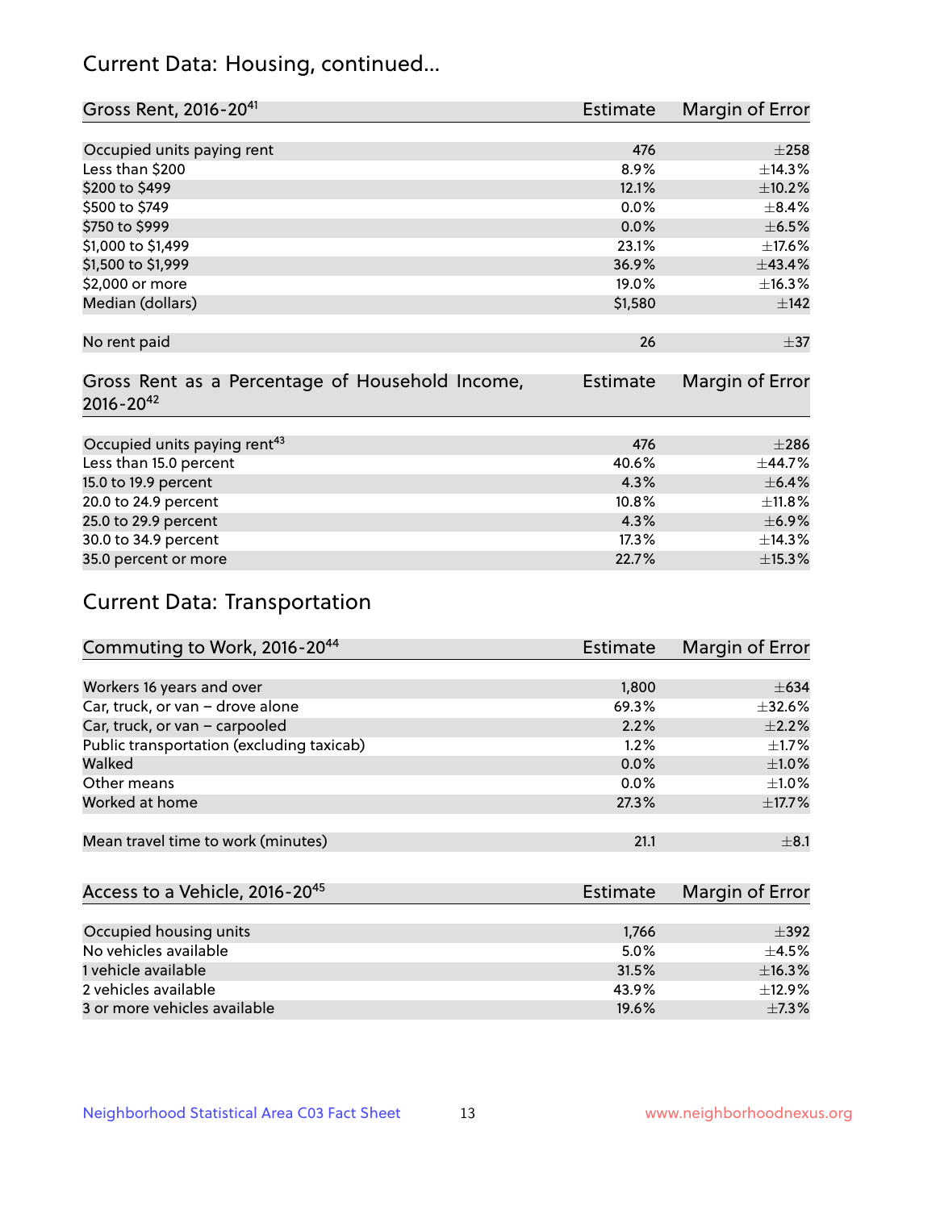## Current Data: Housing, continued...

| Gross Rent, 2016-20[41] | Estimate | Margin of Error |
|---|---|---|
| Occupied units paying rent | 476 | ±258 |
| Less than $200 | 8.9% | ±14.3% |
| $200 to $499 | 12.1% | ±10.2% |
| $500 to $749 | 0.0% | ±8.4% |
| $750 to $999 | 0.0% | ±6.5% |
| $1,000 to $1,499 | 23.1% | ±17.6% |
| $1,500 to $1,999 | 36.9% | ±43.4% |
| $2,000 or more | 19.0% | ±16.3% |
| Median (dollars) | $1,580 | ±142 |
| No rent paid | 26 | ±37 |

| Gross Rent as a Percentage of Household Income, 2016-20[42] | Estimate | Margin of Error |
|---|---|---|
| Occupied units paying rent[43] | 476 | ±286 |
| Less than 15.0 percent | 40.6% | ±44.7% |
| 15.0 to 19.9 percent | 4.3% | ±6.4% |
| 20.0 to 24.9 percent | 10.8% | ±11.8% |
| 25.0 to 29.9 percent | 4.3% | ±6.9% |
| 30.0 to 34.9 percent | 17.3% | ±14.3% |
| 35.0 percent or more | 22.7% | ±15.3% |

## Current Data: Transportation

| Commuting to Work, 2016-20[44] | Estimate | Margin of Error |
|---|---|---|
| Workers 16 years and over | 1,800 | ±634 |
| Car, truck, or van – drove alone | 69.3% | ±32.6% |
| Car, truck, or van – carpooled | 2.2% | ±2.2% |
| Public transportation (excluding taxicab) | 1.2% | ±1.7% |
| Walked | 0.0% | ±1.0% |
| Other means | 0.0% | ±1.0% |
| Worked at home | 27.3% | ±17.7% |
| Mean travel time to work (minutes) | 21.1 | ±8.1 |

| Access to a Vehicle, 2016-20[45] | Estimate | Margin of Error |
|---|---|---|
| Occupied housing units | 1,766 | ±392 |
| No vehicles available | 5.0% | ±4.5% |
| 1 vehicle available | 31.5% | ±16.3% |
| 2 vehicles available | 43.9% | ±12.9% |
| 3 or more vehicles available | 19.6% | ±7.3% |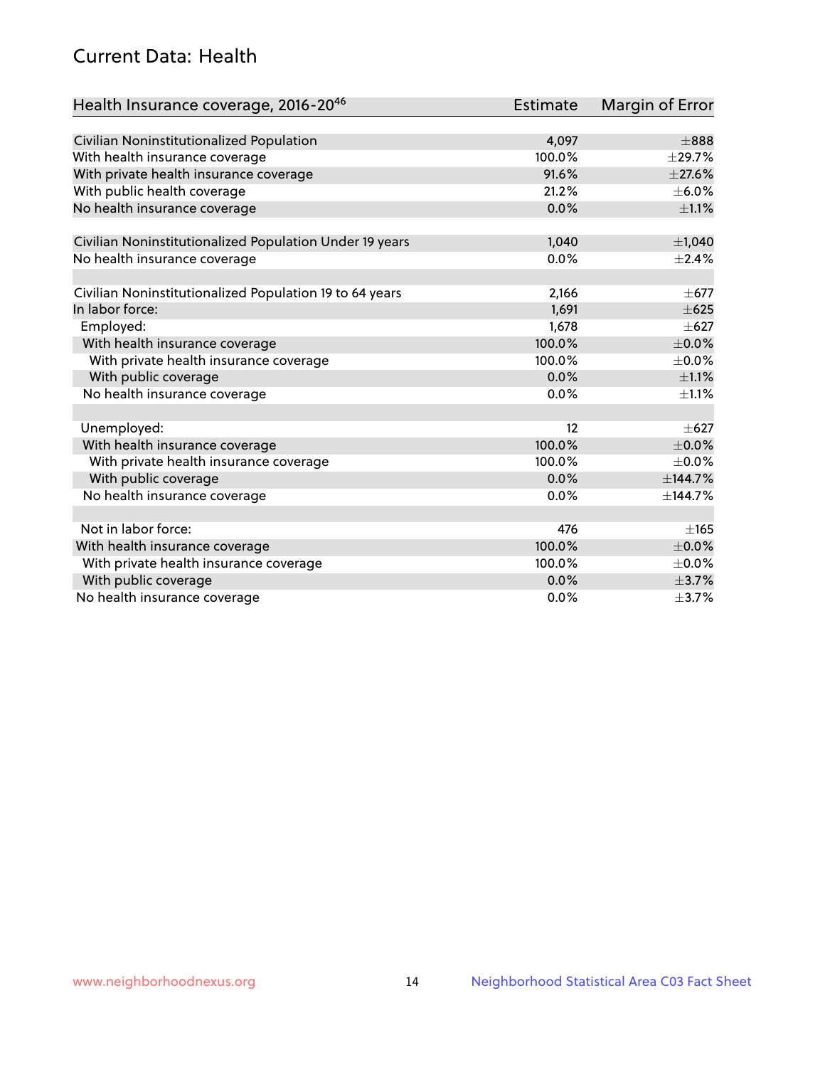## Current Data: Health

| Health Insurance coverage, 2016-20[46] | Estimate | Margin of Error |
|---|---|---|
| Civilian Noninstitutionalized Population | 4,097 | ±888 |
| With health insurance coverage | 100.0% | ±29.7% |
| With private health insurance coverage | 91.6% | ±27.6% |
| With public health coverage | 21.2% | ±6.0% |
| No health insurance coverage | 0.0% | ±1.1% |
| | | |
| Civilian Noninstitutionalized Population Under 19 years | 1,040 | ±1,040 |
| No health insurance coverage | 0.0% | ±2.4% |
| | | |
| Civilian Noninstitutionalized Population 19 to 64 years | 2,166 | ±677 |
| In labor force: | 1,691 | ±625 |
| Employed: | 1,678 | ±627 |
| With health insurance coverage | 100.0% | ±0.0% |
| With private health insurance coverage | 100.0% | ±0.0% |
| With public coverage | 0.0% | ±1.1% |
| No health insurance coverage | 0.0% | ±1.1% |
| | | |
| Unemployed: | 12 | ±627 |
| With health insurance coverage | 100.0% | ±0.0% |
| With private health insurance coverage | 100.0% | ±0.0% |
| With public coverage | 0.0% | ±144.7% |
| No health insurance coverage | 0.0% | ±144.7% |
| | | |
| Not in labor force: | 476 | ±165 |
| With health insurance coverage | 100.0% | ±0.0% |
| With private health insurance coverage | 100.0% | ±0.0% |
| With public coverage | 0.0% | ±3.7% |
| No health insurance coverage | 0.0% | ±3.7% |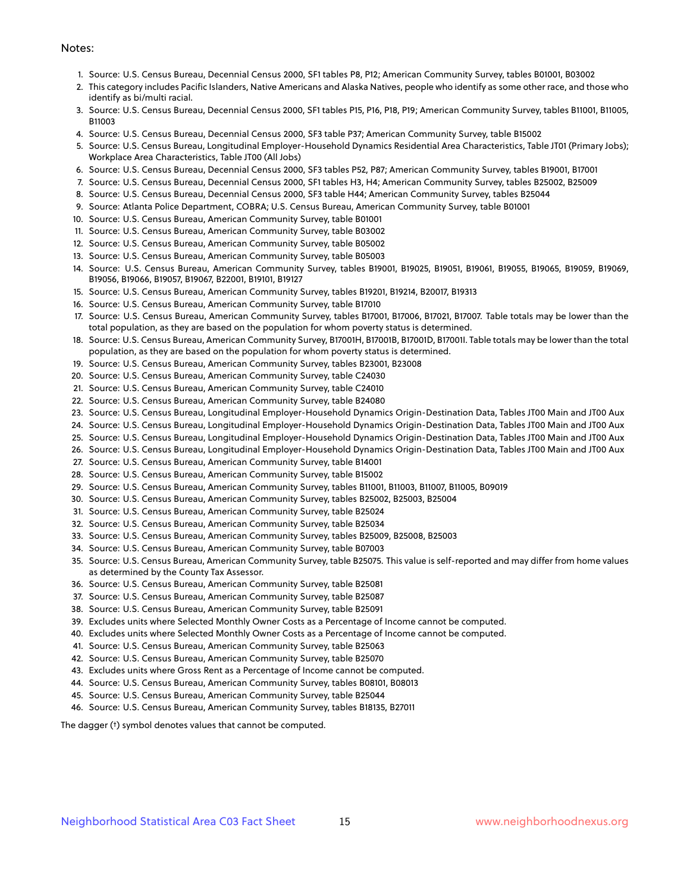Notes:

1. Source: U.S. Census Bureau, Decennial Census 2000, SF1 tables P8, P12; American Community Survey, tables B01001, B03002
2. This category includes Pacific Islanders, Native Americans and Alaska Natives, people who identify as some other race, and those who identify as bi/multi racial.
3. Source: U.S. Census Bureau, Decennial Census 2000, SF1 tables P15, P16, P18, P19; American Community Survey, tables B11001, B11005, B11003
4. Source: U.S. Census Bureau, Decennial Census 2000, SF3 table P37; American Community Survey, table B15002
5. Source: U.S. Census Bureau, Longitudinal Employer-Household Dynamics Residential Area Characteristics, Table JT01 (Primary Jobs); Workplace Area Characteristics, Table JT00 (All Jobs)
6. Source: U.S. Census Bureau, Decennial Census 2000, SF3 tables P52, P87; American Community Survey, tables B19001, B17001
7. Source: U.S. Census Bureau, Decennial Census 2000, SF1 tables H3, H4; American Community Survey, tables B25002, B25009
8. Source: U.S. Census Bureau, Decennial Census 2000, SF3 table H44; American Community Survey, tables B25044
9. Source: Atlanta Police Department, COBRA; U.S. Census Bureau, American Community Survey, table B01001
10. Source: U.S. Census Bureau, American Community Survey, table B01001
11. Source: U.S. Census Bureau, American Community Survey, table B03002
12. Source: U.S. Census Bureau, American Community Survey, table B05002
13. Source: U.S. Census Bureau, American Community Survey, table B05003
14. Source: U.S. Census Bureau, American Community Survey, tables B19001, B19025, B19051, B19061, B19055, B19065, B19059, B19069, B19056, B19066, B19057, B19067, B22001, B19101, B19127
15. Source: U.S. Census Bureau, American Community Survey, tables B19201, B19214, B20017, B19313
16. Source: U.S. Census Bureau, American Community Survey, table B17010
17. Source: U.S. Census Bureau, American Community Survey, tables B17001, B17006, B17021, B17007. Table totals may be lower than the total population, as they are based on the population for whom poverty status is determined.
18. Source: U.S. Census Bureau, American Community Survey, B17001H, B17001B, B17001D, B17001I. Table totals may be lower than the total population, as they are based on the population for whom poverty status is determined.
19. Source: U.S. Census Bureau, American Community Survey, tables B23001, B23008
20. Source: U.S. Census Bureau, American Community Survey, table C24030
21. Source: U.S. Census Bureau, American Community Survey, table C24010
22. Source: U.S. Census Bureau, American Community Survey, table B24080
23. Source: U.S. Census Bureau, Longitudinal Employer-Household Dynamics Origin-Destination Data, Tables JT00 Main and JT00 Aux
24. Source: U.S. Census Bureau, Longitudinal Employer-Household Dynamics Origin-Destination Data, Tables JT00 Main and JT00 Aux
25. Source: U.S. Census Bureau, Longitudinal Employer-Household Dynamics Origin-Destination Data, Tables JT00 Main and JT00 Aux
26. Source: U.S. Census Bureau, Longitudinal Employer-Household Dynamics Origin-Destination Data, Tables JT00 Main and JT00 Aux
27. Source: U.S. Census Bureau, American Community Survey, table B14001
28. Source: U.S. Census Bureau, American Community Survey, table B15002
29. Source: U.S. Census Bureau, American Community Survey, tables B11001, B11003, B11007, B11005, B09019
30. Source: U.S. Census Bureau, American Community Survey, tables B25002, B25003, B25004
31. Source: U.S. Census Bureau, American Community Survey, table B25024
32. Source: U.S. Census Bureau, American Community Survey, table B25034
33. Source: U.S. Census Bureau, American Community Survey, tables B25009, B25008, B25003
34. Source: U.S. Census Bureau, American Community Survey, table B07003
35. Source: U.S. Census Bureau, American Community Survey, table B25075. This value is self-reported and may differ from home values as determined by the County Tax Assessor.
36. Source: U.S. Census Bureau, American Community Survey, table B25081
37. Source: U.S. Census Bureau, American Community Survey, table B25087
38. Source: U.S. Census Bureau, American Community Survey, table B25091
39. Excludes units where Selected Monthly Owner Costs as a Percentage of Income cannot be computed.
40. Excludes units where Selected Monthly Owner Costs as a Percentage of Income cannot be computed.
41. Source: U.S. Census Bureau, American Community Survey, table B25063
42. Source: U.S. Census Bureau, American Community Survey, table B25070
43. Excludes units where Gross Rent as a Percentage of Income cannot be computed.
44. Source: U.S. Census Bureau, American Community Survey, tables B08101, B08013
45. Source: U.S. Census Bureau, American Community Survey, table B25044
46. Source: U.S. Census Bureau, American Community Survey, tables B18135, B27011

The dagger (†) symbol denotes values that cannot be computed.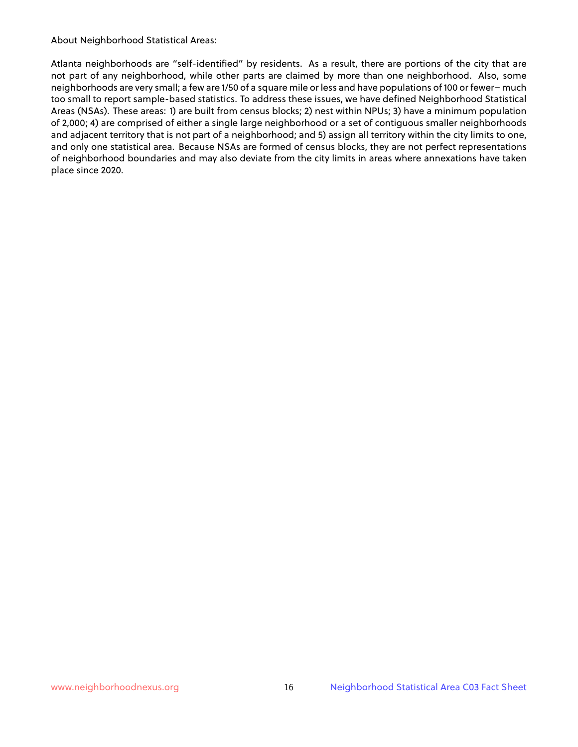About Neighborhood Statistical Areas:

Atlanta neighborhoods are "self-identified" by residents. As a result, there are portions of the city that are not part of any neighborhood, while other parts are claimed by more than one neighborhood. Also, some neighborhoods are very small; a few are 1/50 of a square mile or less and have populations of 100 or fewer– much too small to report sample-based statistics. To address these issues, we have defined Neighborhood Statistical Areas (NSAs). These areas: 1) are built from census blocks; 2) nest within NPUs; 3) have a minimum population of 2,000; 4) are comprised of either a single large neighborhood or a set of contiguous smaller neighborhoods and adjacent territory that is not part of a neighborhood; and 5) assign all territory within the city limits to one, and only one statistical area. Because NSAs are formed of census blocks, they are not perfect representations of neighborhood boundaries and may also deviate from the city limits in areas where annexations have taken place since 2020.